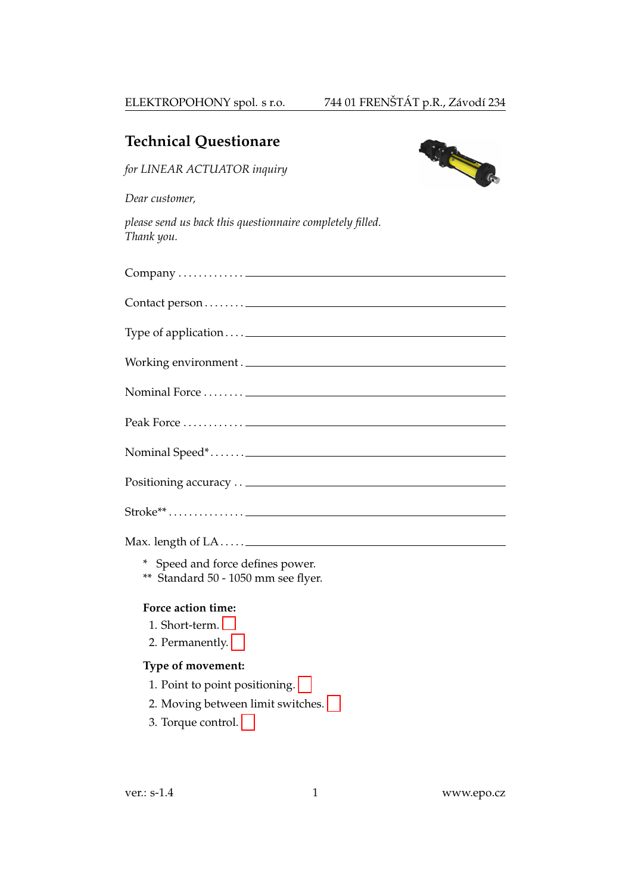## Technical Questionare

*for LINEAR ACTUATOR inquiry*

*Dear customer,*

*please send us back this questionnaire completely filled.*
*Thank you.*

Company . . . . . . . . . . . . . ______________________________

Contact person . . . . . . . . ______________________________

Type of application . . . . ______________________________

Working environment . ______________________________

Nominal Force . . . . . . . . ______________________________

Peak Force . . . . . . . . . . . . ______________________________

Nominal Speed* . . . . . . . ______________________________

Positioning accuracy . . ______________________________

Stroke** . . . . . . . . . . . . . . . ______________________________

Max. length of LA . . . . . ______________________________

\* Speed and force defines power.
** Standard 50 - 1050 mm see flyer.

**Force action time:**

1. Short-term. ☐
2. Permanently. ☐

**Type of movement:**

1. Point to point positioning. ☐
2. Moving between limit switches. ☐
3. Torque control. ☐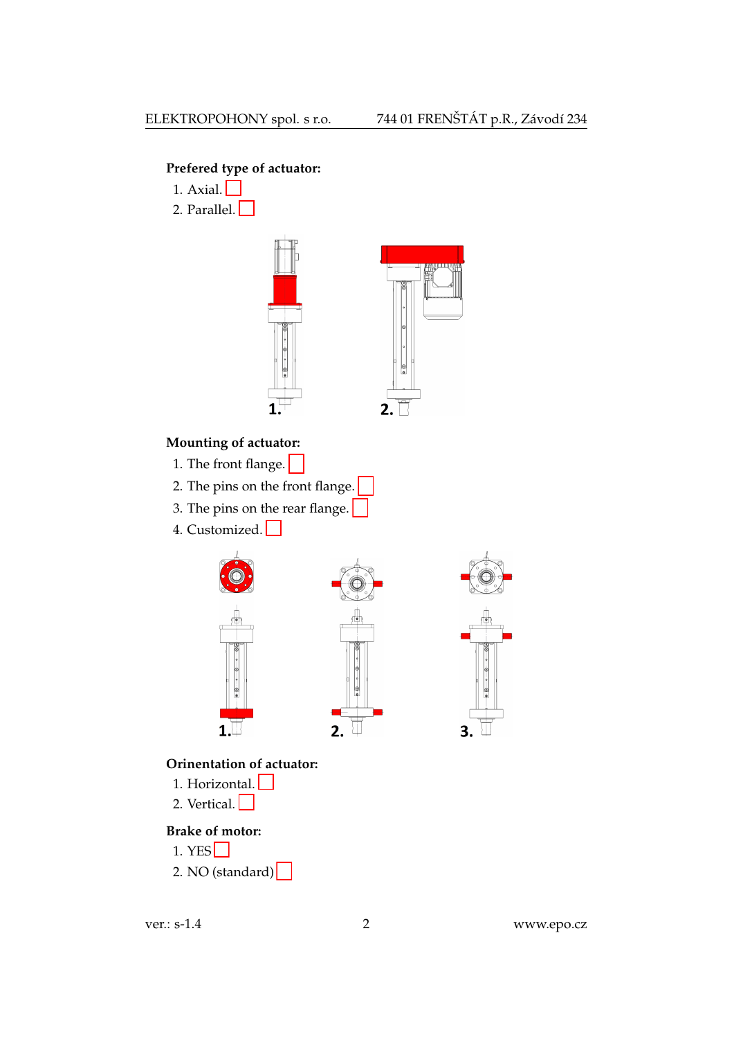**Prefered type of actuator:**

1. Axial. ☐
2. Parallel. ☐

**Mounting of actuator:**

1. The front flange. ☐
2. The pins on the front flange. ☐
3. The pins on the rear flange. ☐
4. Customized. ☐

**Orinentation of actuator:**

1. Horizontal. ☐
2. Vertical. ☐

**Brake of motor:**

1. YES ☐
2. NO (standard) ☐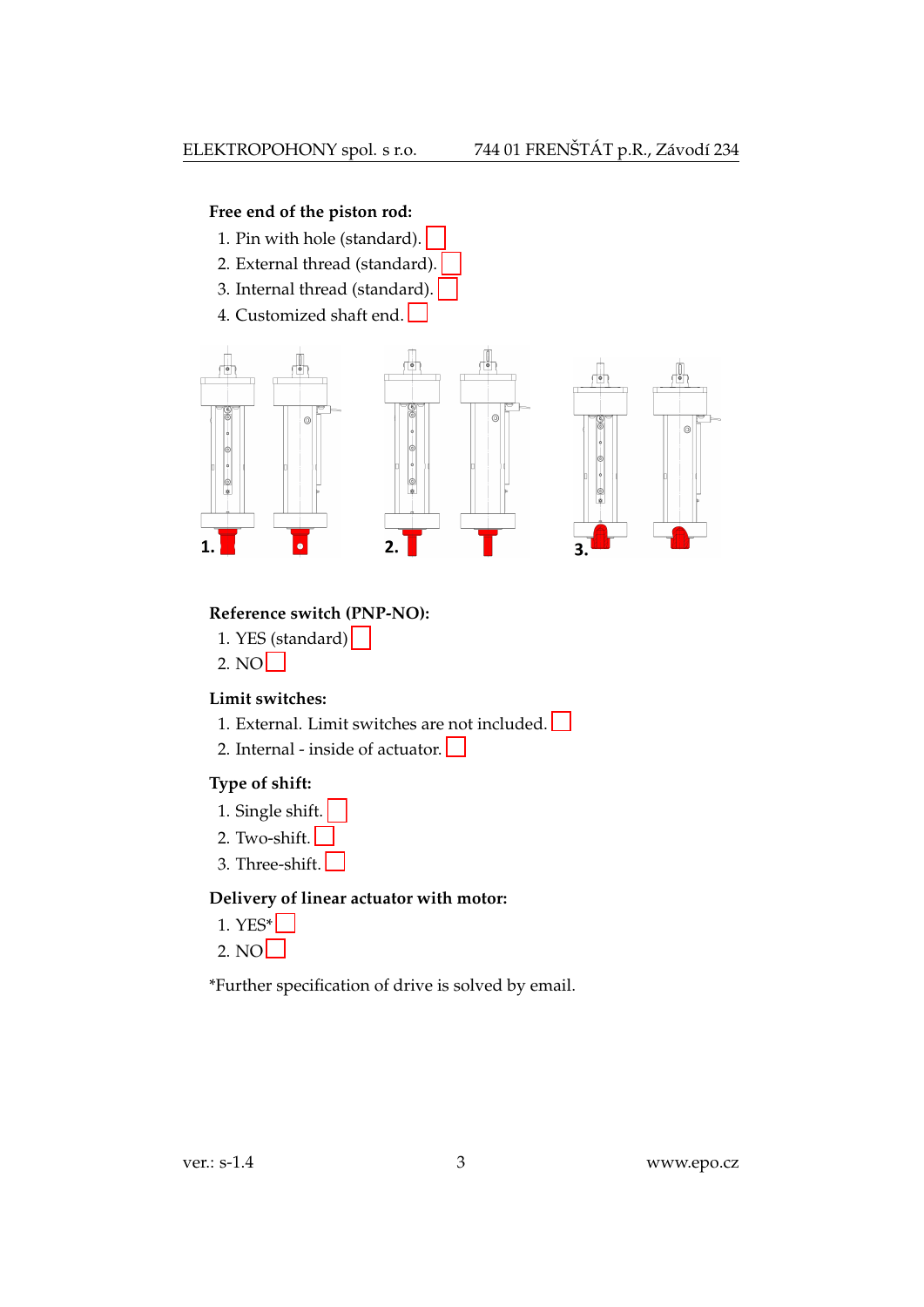**Free end of the piston rod:**

1. Pin with hole (standard). ☐
2. External thread (standard). ☐
3. Internal thread (standard). ☐
4. Customized shaft end. ☐

1.

2.

3.

**Reference switch (PNP-NO):**

1. YES (standard) ☐
2. NO ☐

**Limit switches:**

1. External. Limit switches are not included. ☐
2. Internal - inside of actuator. ☐

**Type of shift:**

1. Single shift. ☐
2. Two-shift. ☐
3. Three-shift. ☐

**Delivery of linear actuator with motor:**

1. YES* ☐
2. NO ☐

*Further specification of drive is solved by email.